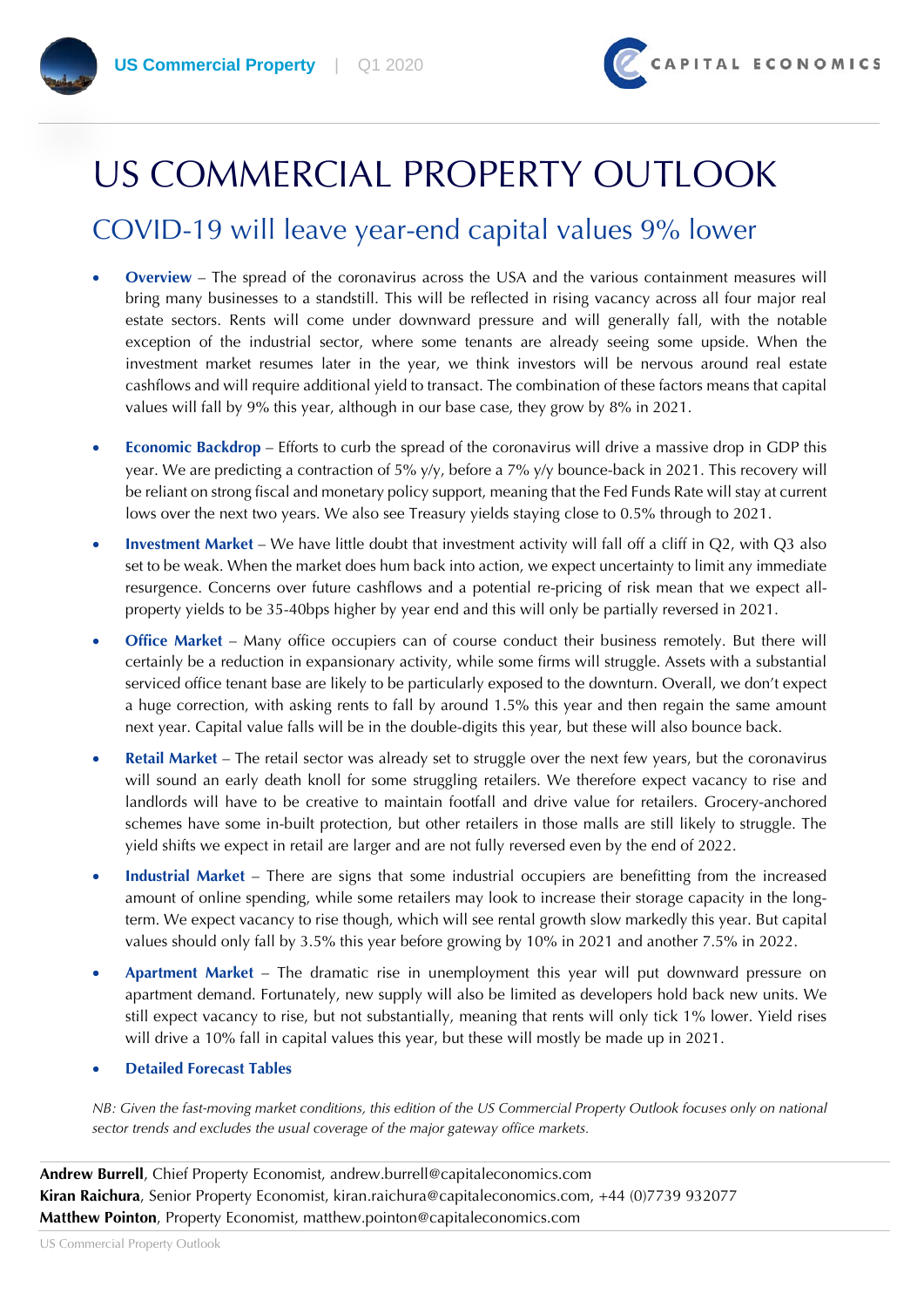# US COMMERCIAL PROPERTY OUTLOOK

## COVID-19 will leave year-end capital values 9% lower

- **Overview** – The spread of the coronavirus across the USA and the various containment measures will bring many businesses to a standstill. This will be reflected in rising vacancy across all four major real estate sectors. Rents will come under downward pressure and will generally fall, with the notable exception of the industrial sector, where some tenants are already seeing some upside. When the investment market resumes later in the year, we think investors will be nervous around real estate cashflows and will require additional yield to transact. The combination of these factors means that capital values will fall by 9% this year, although in our base case, they grow by 8% in 2021.

- **Economic Backdrop** – Efforts to curb the spread of the coronavirus will drive a massive drop in GDP this year. We are predicting a contraction of 5% y/y, before a 7% y/y bounce-back in 2021. This recovery will be reliant on strong fiscal and monetary policy support, meaning that the Fed Funds Rate will stay at current lows over the next two years. We also see Treasury yields staying close to 0.5% through to 2021.

- **Investment Market** – We have little doubt that investment activity will fall off a cliff in Q2, with Q3 also set to be weak. When the market does hum back into action, we expect uncertainty to limit any immediate resurgence. Concerns over future cashflows and a potential re-pricing of risk mean that we expect all-property yields to be 35-40bps higher by year end and this will only be partially reversed in 2021.

- **Office Market** – Many office occupiers can of course conduct their business remotely. But there will certainly be a reduction in expansionary activity, while some firms will struggle. Assets with a substantial serviced office tenant base are likely to be particularly exposed to the downturn. Overall, we don't expect a huge correction, with asking rents to fall by around 1.5% this year and then regain the same amount next year. Capital value falls will be in the double-digits this year, but these will also bounce back.

- **Retail Market** – The retail sector was already set to struggle over the next few years, but the coronavirus will sound an early death knoll for some struggling retailers. We therefore expect vacancy to rise and landlords will have to be creative to maintain footfall and drive value for retailers. Grocery-anchored schemes have some in-built protection, but other retailers in those malls are still likely to struggle. The yield shifts we expect in retail are larger and are not fully reversed even by the end of 2022.

- **Industrial Market** – There are signs that some industrial occupiers are benefitting from the increased amount of online spending, while some retailers may look to increase their storage capacity in the long-term. We expect vacancy to rise though, which will see rental growth slow markedly this year. But capital values should only fall by 3.5% this year before growing by 10% in 2021 and another 7.5% in 2022.

- **Apartment Market** – The dramatic rise in unemployment this year will put downward pressure on apartment demand. Fortunately, new supply will also be limited as developers hold back new units. We still expect vacancy to rise, but not substantially, meaning that rents will only tick 1% lower. Yield rises will drive a 10% fall in capital values this year, but these will mostly be made up in 2021.

- **Detailed Forecast Tables**

*NB: Given the fast-moving market conditions, this edition of the US Commercial Property Outlook focuses only on national sector trends and excludes the usual coverage of the major gateway office markets.*

**Andrew Burrell**, Chief Property Economist, andrew.burrell@capitaleconomics.com
**Kiran Raichura**, Senior Property Economist, kiran.raichura@capitaleconomics.com, +44 (0)7739 932077
**Matthew Pointon**, Property Economist, matthew.pointon@capitaleconomics.com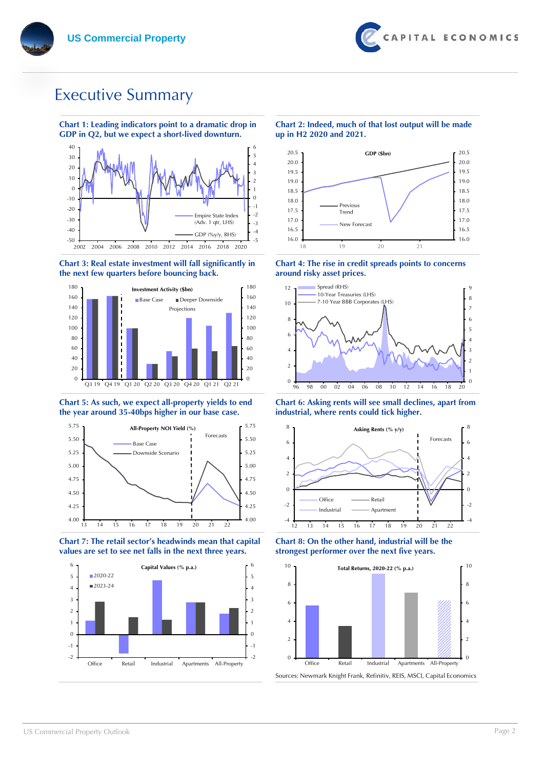# Executive Summary

**Chart 1: Leading indicators point to a dramatic drop in GDP in Q2, but we expect a short-lived downturn.**

**Chart 2: Indeed, much of that lost output will be made up in H2 2020 and 2021.**

**Chart 3: Real estate investment will fall significantly in the next few quarters before bouncing back.**

**Chart 4: The rise in credit spreads points to concerns around risky asset prices.**

**Chart 5: As such, we expect all-property yields to end the year around 35-40bps higher in our base case.**

**Chart 6: Asking rents will see small declines, apart from industrial, where rents could tick higher.**

**Chart 7: The retail sector's headwinds mean that capital values are set to see net falls in the next three years.**

**Chart 8: On the other hand, industrial will be the strongest performer over the next five years.**

Sources: Newmark Knight Frank, Refinitiv, REIS, MSCI, Capital Economics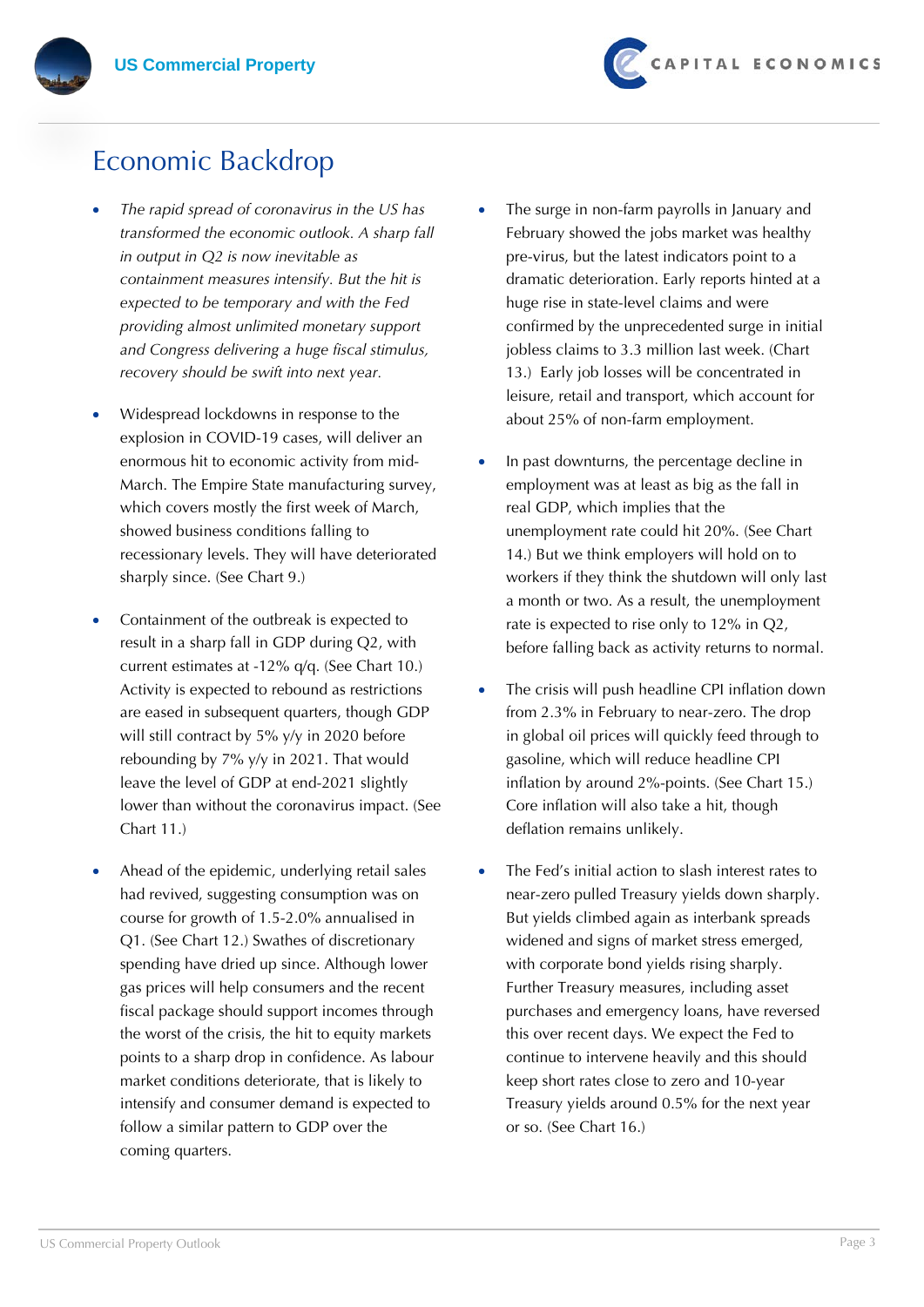# Economic Backdrop

- *The rapid spread of coronavirus in the US has transformed the economic outlook. A sharp fall in output in Q2 is now inevitable as containment measures intensify. But the hit is expected to be temporary and with the Fed providing almost unlimited monetary support and Congress delivering a huge fiscal stimulus, recovery should be swift into next year.*

- Widespread lockdowns in response to the explosion in COVID-19 cases, will deliver an enormous hit to economic activity from mid-March. The Empire State manufacturing survey, which covers mostly the first week of March, showed business conditions falling to recessionary levels. They will have deteriorated sharply since. (See Chart 9.)

- Containment of the outbreak is expected to result in a sharp fall in GDP during Q2, with current estimates at -12% q/q. (See Chart 10.) Activity is expected to rebound as restrictions are eased in subsequent quarters, though GDP will still contract by 5% y/y in 2020 before rebounding by 7% y/y in 2021. That would leave the level of GDP at end-2021 slightly lower than without the coronavirus impact. (See Chart 11.)

- Ahead of the epidemic, underlying retail sales had revived, suggesting consumption was on course for growth of 1.5-2.0% annualised in Q1. (See Chart 12.) Swathes of discretionary spending have dried up since. Although lower gas prices will help consumers and the recent fiscal package should support incomes through the worst of the crisis, the hit to equity markets points to a sharp drop in confidence. As labour market conditions deteriorate, that is likely to intensify and consumer demand is expected to follow a similar pattern to GDP over the coming quarters.

- The surge in non-farm payrolls in January and February showed the jobs market was healthy pre-virus, but the latest indicators point to a dramatic deterioration. Early reports hinted at a huge rise in state-level claims and were confirmed by the unprecedented surge in initial jobless claims to 3.3 million last week. (Chart 13.) Early job losses will be concentrated in leisure, retail and transport, which account for about 25% of non-farm employment.

- In past downturns, the percentage decline in employment was at least as big as the fall in real GDP, which implies that the unemployment rate could hit 20%. (See Chart 14.) But we think employers will hold on to workers if they think the shutdown will only last a month or two. As a result, the unemployment rate is expected to rise only to 12% in Q2, before falling back as activity returns to normal.

- The crisis will push headline CPI inflation down from 2.3% in February to near-zero. The drop in global oil prices will quickly feed through to gasoline, which will reduce headline CPI inflation by around 2%-points. (See Chart 15.) Core inflation will also take a hit, though deflation remains unlikely.

- The Fed's initial action to slash interest rates to near-zero pulled Treasury yields down sharply. But yields climbed again as interbank spreads widened and signs of market stress emerged, with corporate bond yields rising sharply. Further Treasury measures, including asset purchases and emergency loans, have reversed this over recent days. We expect the Fed to continue to intervene heavily and this should keep short rates close to zero and 10-year Treasury yields around 0.5% for the next year or so. (See Chart 16.)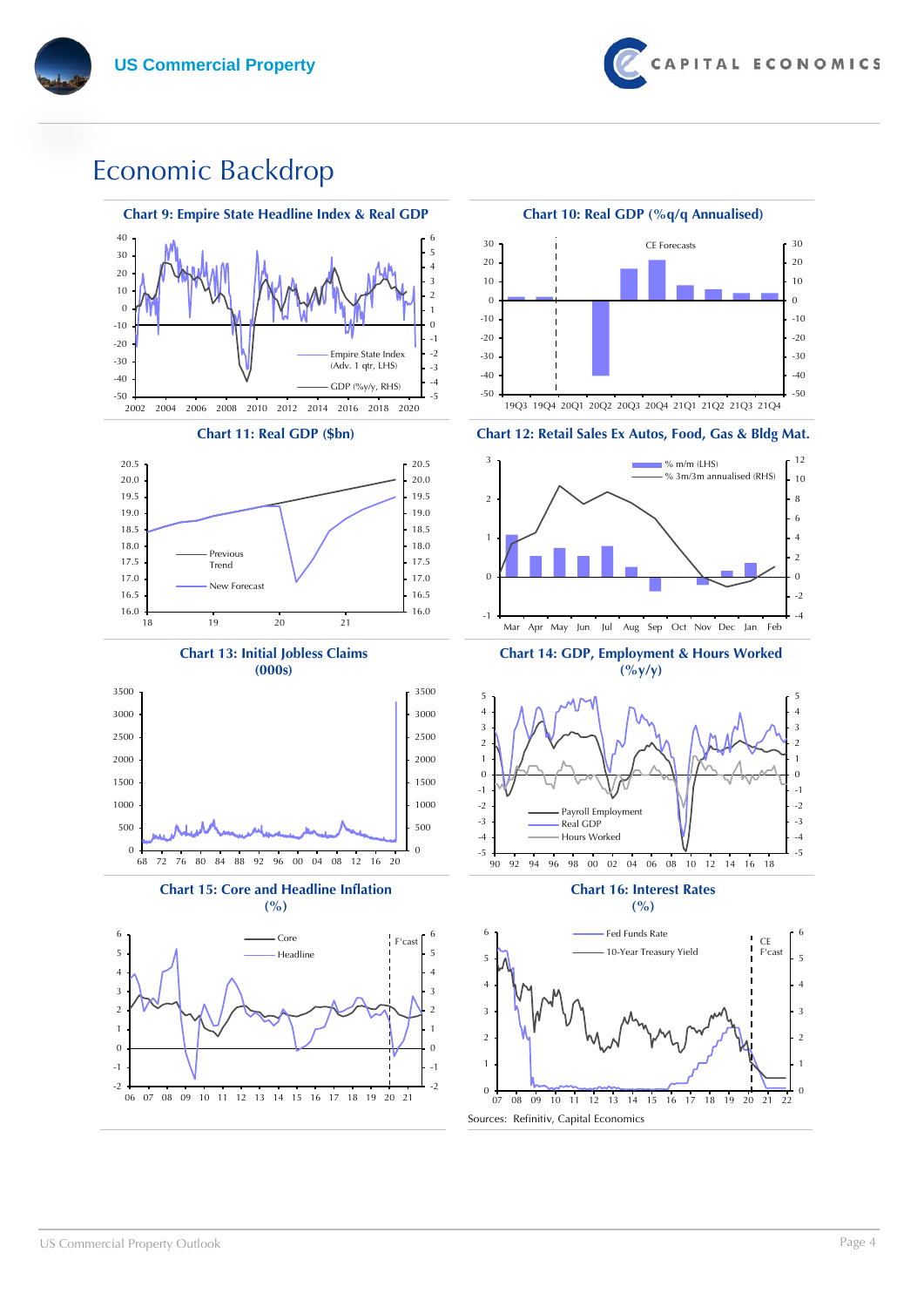# Economic Backdrop

**Chart 9: Empire State Headline Index & Real GDP**

**Chart 10: Real GDP (%q/q Annualised)**

**Chart 11: Real GDP ($bn)**

**Chart 12: Retail Sales Ex Autos, Food, Gas & Bldg Mat.**

**Chart 13: Initial Jobless Claims (000s)**

**Chart 14: GDP, Employment & Hours Worked (%y/y)**

**Chart 15: Core and Headline Inflation (%)**

**Chart 16: Interest Rates (%)**

Sources: Refinitiv, Capital Economics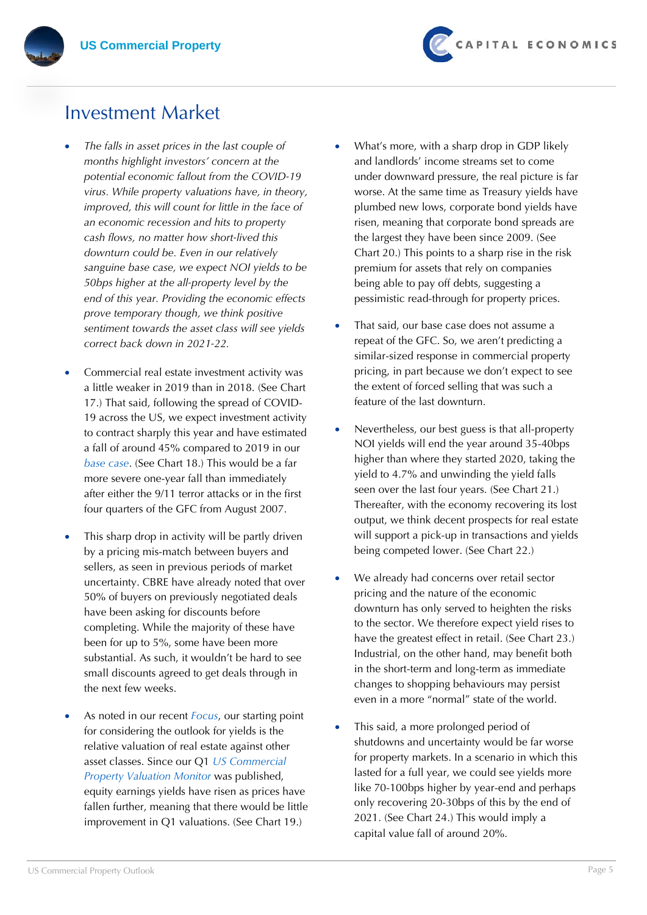# Investment Market

- *The falls in asset prices in the last couple of months highlight investors' concern at the potential economic fallout from the COVID-19 virus. While property valuations have, in theory, improved, this will count for little in the face of an economic recession and hits to property cash flows, no matter how short-lived this downturn could be. Even in our relatively sanguine base case, we expect NOI yields to be 50bps higher at the all-property level by the end of this year. Providing the economic effects prove temporary though, we think positive sentiment towards the asset class will see yields correct back down in 2021-22.*

- Commercial real estate investment activity was a little weaker in 2019 than in 2018. (See Chart 17.) That said, following the spread of COVID-19 across the US, we expect investment activity to contract sharply this year and have estimated a fall of around 45% compared to 2019 in our base case. (See Chart 18.) This would be a far more severe one-year fall than immediately after either the 9/11 terror attacks or in the first four quarters of the GFC from August 2007.

- This sharp drop in activity will be partly driven by a pricing mis-match between buyers and sellers, as seen in previous periods of market uncertainty. CBRE have already noted that over 50% of buyers on previously negotiated deals have been asking for discounts before completing. While the majority of these have been for up to 5%, some have been more substantial. As such, it wouldn't be hard to see small discounts agreed to get deals through in the next few weeks.

- As noted in our recent *Focus*, our starting point for considering the outlook for yields is the relative valuation of real estate against other asset classes. Since our Q1 *US Commercial Property Valuation Monitor* was published, equity earnings yields have risen as prices have fallen further, meaning that there would be little improvement in Q1 valuations. (See Chart 19.)

- What's more, with a sharp drop in GDP likely and landlords' income streams set to come under downward pressure, the real picture is far worse. At the same time as Treasury yields have plumbed new lows, corporate bond yields have risen, meaning that corporate bond spreads are the largest they have been since 2009. (See Chart 20.) This points to a sharp rise in the risk premium for assets that rely on companies being able to pay off debts, suggesting a pessimistic read-through for property prices.

- That said, our base case does not assume a repeat of the GFC. So, we aren't predicting a similar-sized response in commercial property pricing, in part because we don't expect to see the extent of forced selling that was such a feature of the last downturn.

- Nevertheless, our best guess is that all-property NOI yields will end the year around 35-40bps higher than where they started 2020, taking the yield to 4.7% and unwinding the yield falls seen over the last four years. (See Chart 21.) Thereafter, with the economy recovering its lost output, we think decent prospects for real estate will support a pick-up in transactions and yields being competed lower. (See Chart 22.)

- We already had concerns over retail sector pricing and the nature of the economic downturn has only served to heighten the risks to the sector. We therefore expect yield rises to have the greatest effect in retail. (See Chart 23.) Industrial, on the other hand, may benefit both in the short-term and long-term as immediate changes to shopping behaviours may persist even in a more "normal" state of the world.

- This said, a more prolonged period of shutdowns and uncertainty would be far worse for property markets. In a scenario in which this lasted for a full year, we could see yields more like 70-100bps higher by year-end and perhaps only recovering 20-30bps of this by the end of 2021. (See Chart 24.) This would imply a capital value fall of around 20%.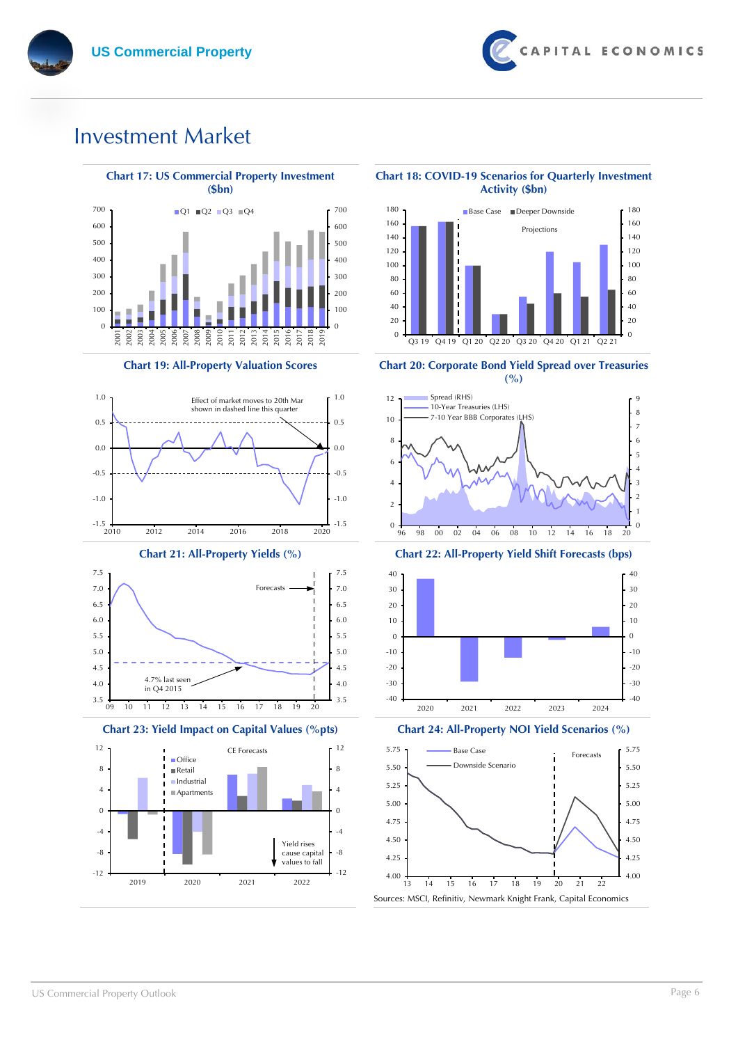# Investment Market

**Chart 17: US Commercial Property Investment ($bn)**

**Chart 18: COVID-19 Scenarios for Quarterly Investment Activity ($bn)**

**Chart 19: All-Property Valuation Scores**

**Chart 20: Corporate Bond Yield Spread over Treasuries (%)**

**Chart 21: All-Property Yields (%)**

**Chart 22: All-Property Yield Shift Forecasts (bps)**

**Chart 23: Yield Impact on Capital Values (%pts)**

**Chart 24: All-Property NOI Yield Scenarios (%)**

Sources: MSCI, Refinitiv, Newmark Knight Frank, Capital Economics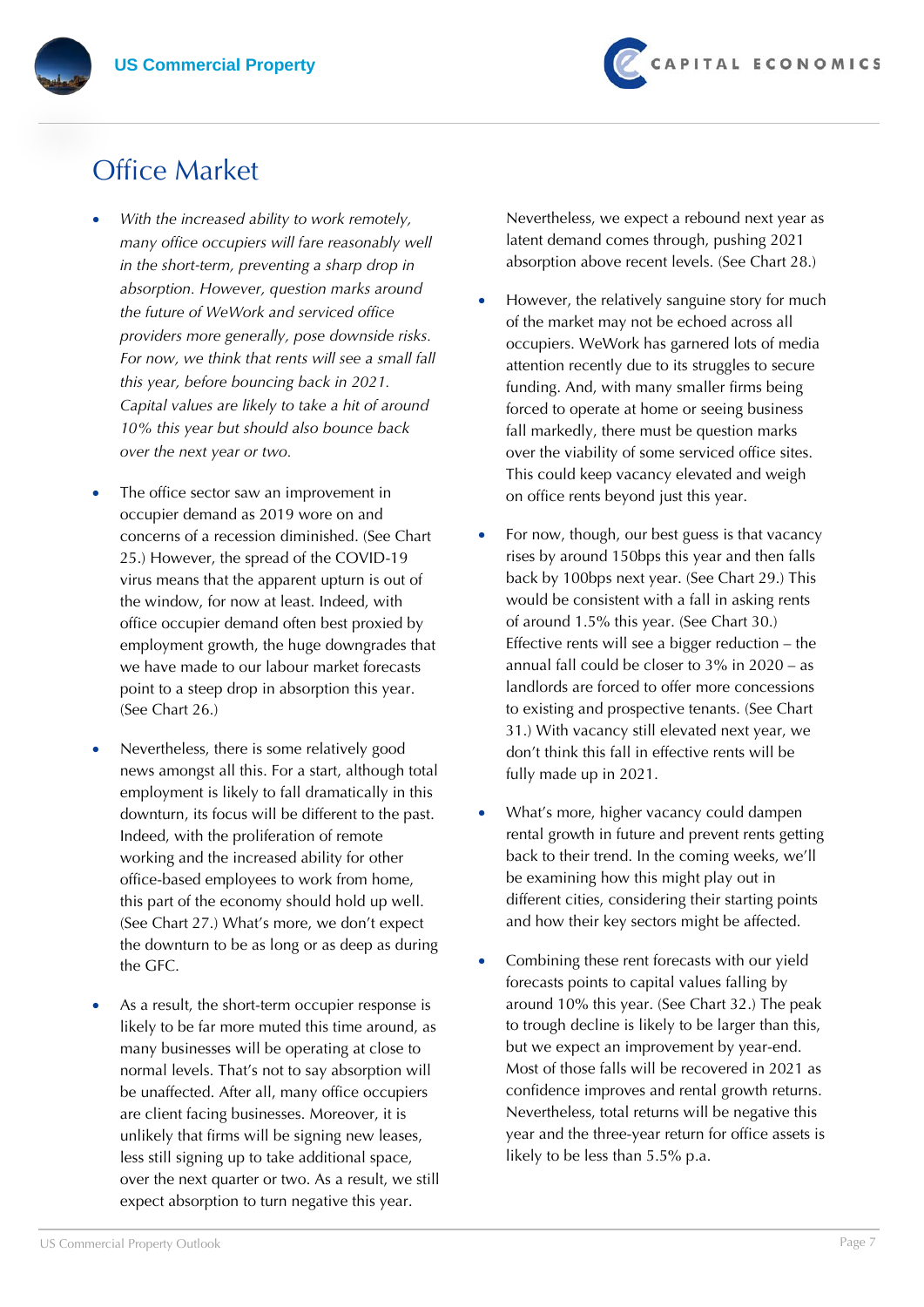# Office Market

- *With the increased ability to work remotely, many office occupiers will fare reasonably well in the short-term, preventing a sharp drop in absorption. However, question marks around the future of WeWork and serviced office providers more generally, pose downside risks. For now, we think that rents will see a small fall this year, before bouncing back in 2021. Capital values are likely to take a hit of around 10% this year but should also bounce back over the next year or two.*

- The office sector saw an improvement in occupier demand as 2019 wore on and concerns of a recession diminished. (See Chart 25.) However, the spread of the COVID-19 virus means that the apparent upturn is out of the window, for now at least. Indeed, with office occupier demand often best proxied by employment growth, the huge downgrades that we have made to our labour market forecasts point to a steep drop in absorption this year. (See Chart 26.)

- Nevertheless, there is some relatively good news amongst all this. For a start, although total employment is likely to fall dramatically in this downturn, its focus will be different to the past. Indeed, with the proliferation of remote working and the increased ability for other office-based employees to work from home, this part of the economy should hold up well. (See Chart 27.) What's more, we don't expect the downturn to be as long or as deep as during the GFC.

- As a result, the short-term occupier response is likely to be far more muted this time around, as many businesses will be operating at close to normal levels. That's not to say absorption will be unaffected. After all, many office occupiers are client facing businesses. Moreover, it is unlikely that firms will be signing new leases, less still signing up to take additional space, over the next quarter or two. As a result, we still expect absorption to turn negative this year. Nevertheless, we expect a rebound next year as latent demand comes through, pushing 2021 absorption above recent levels. (See Chart 28.)

- However, the relatively sanguine story for much of the market may not be echoed across all occupiers. WeWork has garnered lots of media attention recently due to its struggles to secure funding. And, with many smaller firms being forced to operate at home or seeing business fall markedly, there must be question marks over the viability of some serviced office sites. This could keep vacancy elevated and weigh on office rents beyond just this year.

- For now, though, our best guess is that vacancy rises by around 150bps this year and then falls back by 100bps next year. (See Chart 29.) This would be consistent with a fall in asking rents of around 1.5% this year. (See Chart 30.) Effective rents will see a bigger reduction – the annual fall could be closer to 3% in 2020 – as landlords are forced to offer more concessions to existing and prospective tenants. (See Chart 31.) With vacancy still elevated next year, we don't think this fall in effective rents will be fully made up in 2021.

- What's more, higher vacancy could dampen rental growth in future and prevent rents getting back to their trend. In the coming weeks, we'll be examining how this might play out in different cities, considering their starting points and how their key sectors might be affected.

- Combining these rent forecasts with our yield forecasts points to capital values falling by around 10% this year. (See Chart 32.) The peak to trough decline is likely to be larger than this, but we expect an improvement by year-end. Most of those falls will be recovered in 2021 as confidence improves and rental growth returns. Nevertheless, total returns will be negative this year and the three-year return for office assets is likely to be less than 5.5% p.a.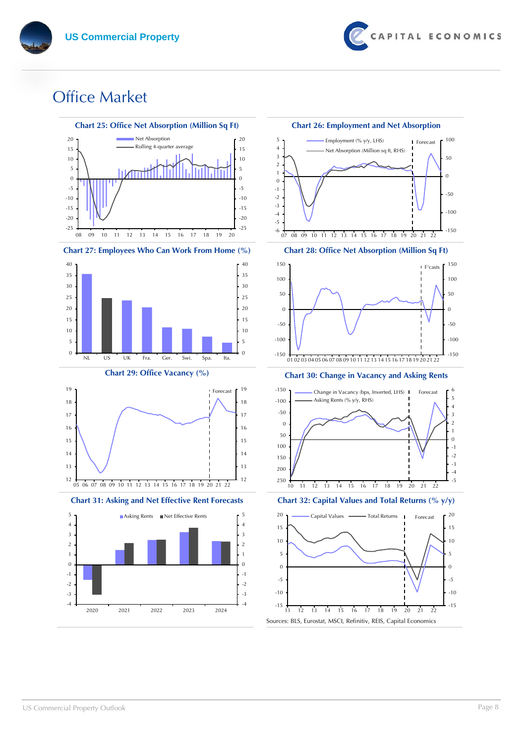# Office Market

**Chart 25: Office Net Absorption (Million Sq Ft)**

**Chart 26: Employment and Net Absorption**

**Chart 27: Employees Who Can Work From Home (%)**

**Chart 28: Office Net Absorption (Million Sq Ft)**

**Chart 29: Office Vacancy (%)**

**Chart 30: Change in Vacancy and Asking Rents**

**Chart 31: Asking and Net Effective Rent Forecasts**

**Chart 32: Capital Values and Total Returns (% y/y)**

Sources: BLS, Eurostat, MSCI, Refinitiv, REIS, Capital Economics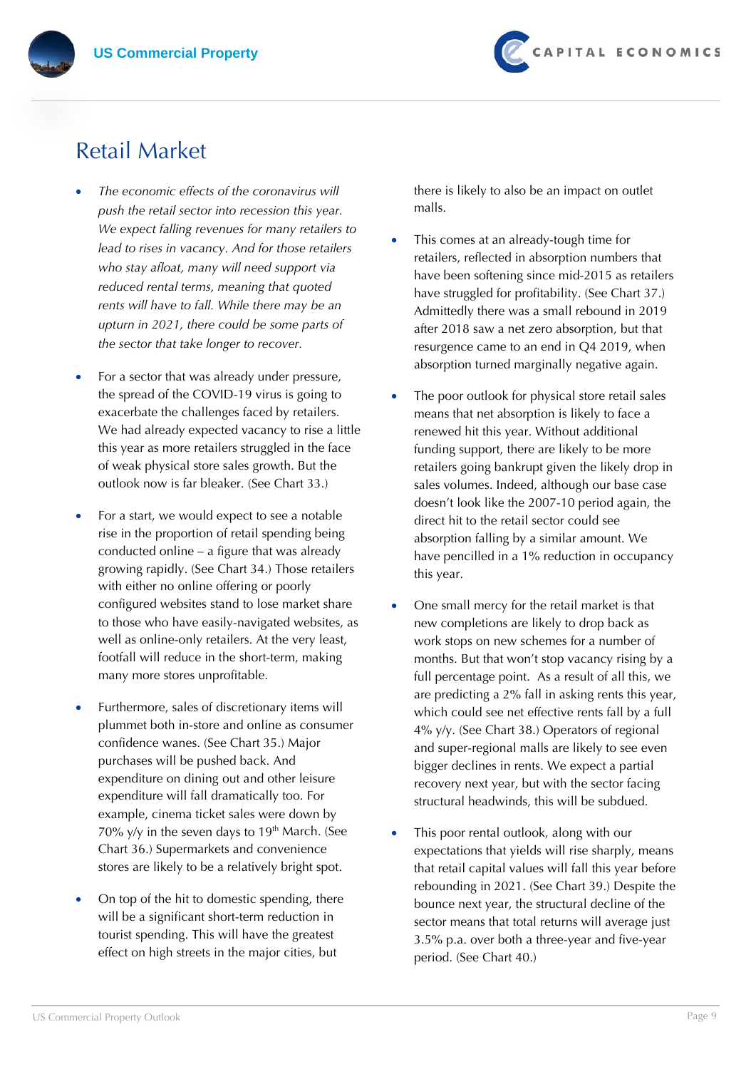# Retail Market

- *The economic effects of the coronavirus will push the retail sector into recession this year. We expect falling revenues for many retailers to lead to rises in vacancy. And for those retailers who stay afloat, many will need support via reduced rental terms, meaning that quoted rents will have to fall. While there may be an upturn in 2021, there could be some parts of the sector that take longer to recover.*

- For a sector that was already under pressure, the spread of the COVID-19 virus is going to exacerbate the challenges faced by retailers. We had already expected vacancy to rise a little this year as more retailers struggled in the face of weak physical store sales growth. But the outlook now is far bleaker. (See Chart 33.)

- For a start, we would expect to see a notable rise in the proportion of retail spending being conducted online – a figure that was already growing rapidly. (See Chart 34.) Those retailers with either no online offering or poorly configured websites stand to lose market share to those who have easily-navigated websites, as well as online-only retailers. At the very least, footfall will reduce in the short-term, making many more stores unprofitable.

- Furthermore, sales of discretionary items will plummet both in-store and online as consumer confidence wanes. (See Chart 35.) Major purchases will be pushed back. And expenditure on dining out and other leisure expenditure will fall dramatically too. For example, cinema ticket sales were down by 70% y/y in the seven days to 19th March. (See Chart 36.) Supermarkets and convenience stores are likely to be a relatively bright spot.

- On top of the hit to domestic spending, there will be a significant short-term reduction in tourist spending. This will have the greatest effect on high streets in the major cities, but there is likely to also be an impact on outlet malls.

- This comes at an already-tough time for retailers, reflected in absorption numbers that have been softening since mid-2015 as retailers have struggled for profitability. (See Chart 37.) Admittedly there was a small rebound in 2019 after 2018 saw a net zero absorption, but that resurgence came to an end in Q4 2019, when absorption turned marginally negative again.

- The poor outlook for physical store retail sales means that net absorption is likely to face a renewed hit this year. Without additional funding support, there are likely to be more retailers going bankrupt given the likely drop in sales volumes. Indeed, although our base case doesn't look like the 2007-10 period again, the direct hit to the retail sector could see absorption falling by a similar amount. We have pencilled in a 1% reduction in occupancy this year.

- One small mercy for the retail market is that new completions are likely to drop back as work stops on new schemes for a number of months. But that won't stop vacancy rising by a full percentage point. As a result of all this, we are predicting a 2% fall in asking rents this year, which could see net effective rents fall by a full 4% y/y. (See Chart 38.) Operators of regional and super-regional malls are likely to see even bigger declines in rents. We expect a partial recovery next year, but with the sector facing structural headwinds, this will be subdued.

- This poor rental outlook, along with our expectations that yields will rise sharply, means that retail capital values will fall this year before rebounding in 2021. (See Chart 39.) Despite the bounce next year, the structural decline of the sector means that total returns will average just 3.5% p.a. over both a three-year and five-year period. (See Chart 40.)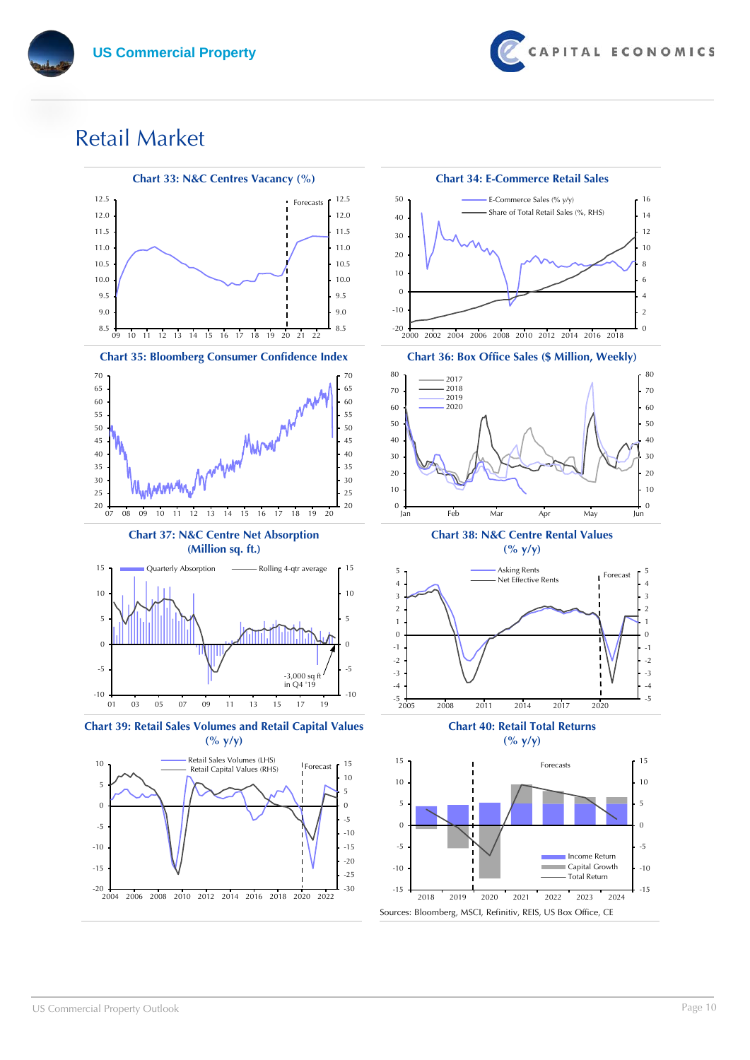# Retail Market

**Chart 33: N&C Centres Vacancy (%)**

Forecasts

**Chart 34: E-Commerce Retail Sales**

E-Commerce Sales (% y/y)
Share of Total Retail Sales (%, RHS)

**Chart 35: Bloomberg Consumer Confidence Index**

**Chart 36: Box Office Sales ($ Million, Weekly)**

2017
2018
2019
2020

**Chart 37: N&C Centre Net Absorption (Million sq. ft.)**

Quarterly Absorption
Rolling 4-qtr average

-3,000 sq ft in Q4 '19

**Chart 38: N&C Centre Rental Values (% y/y)**

Asking Rents
Net Effective Rents
Forecast

**Chart 39: Retail Sales Volumes and Retail Capital Values (% y/y)**

Retail Sales Volumes (LHS)
Retail Capital Values (RHS)
Forecast

**Chart 40: Retail Total Returns (% y/y)**

Forecasts

Income Return
Capital Growth
Total Return

Sources: Bloomberg, MSCI, Refinitiv, REIS, US Box Office, CE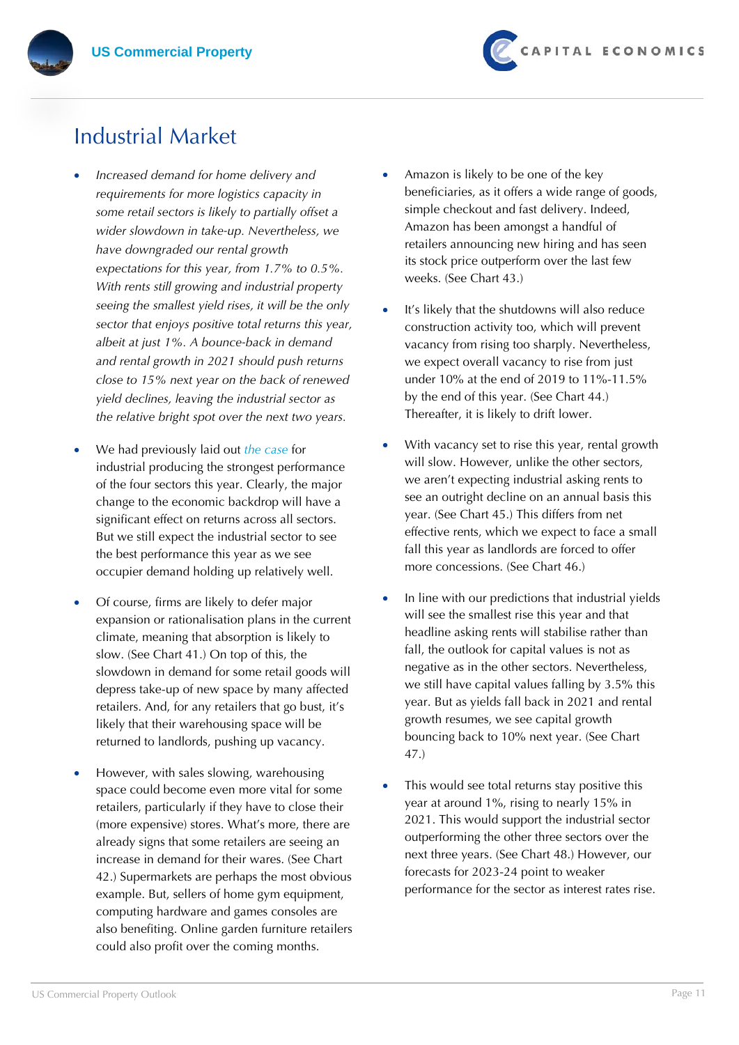# Industrial Market

- *Increased demand for home delivery and requirements for more logistics capacity in some retail sectors is likely to partially offset a wider slowdown in take-up. Nevertheless, we have downgraded our rental growth expectations for this year, from 1.7% to 0.5%. With rents still growing and industrial property seeing the smallest yield rises, it will be the only sector that enjoys positive total returns this year, albeit at just 1%. A bounce-back in demand and rental growth in 2021 should push returns close to 15% next year on the back of renewed yield declines, leaving the industrial sector as the relative bright spot over the next two years.*

- We had previously laid out the case for industrial producing the strongest performance of the four sectors this year. Clearly, the major change to the economic backdrop will have a significant effect on returns across all sectors. But we still expect the industrial sector to see the best performance this year as we see occupier demand holding up relatively well.

- Of course, firms are likely to defer major expansion or rationalisation plans in the current climate, meaning that absorption is likely to slow. (See Chart 41.) On top of this, the slowdown in demand for some retail goods will depress take-up of new space by many affected retailers. And, for any retailers that go bust, it's likely that their warehousing space will be returned to landlords, pushing up vacancy.

- However, with sales slowing, warehousing space could become even more vital for some retailers, particularly if they have to close their (more expensive) stores. What's more, there are already signs that some retailers are seeing an increase in demand for their wares. (See Chart 42.) Supermarkets are perhaps the most obvious example. But, sellers of home gym equipment, computing hardware and games consoles are also benefiting. Online garden furniture retailers could also profit over the coming months.

- Amazon is likely to be one of the key beneficiaries, as it offers a wide range of goods, simple checkout and fast delivery. Indeed, Amazon has been amongst a handful of retailers announcing new hiring and has seen its stock price outperform over the last few weeks. (See Chart 43.)

- It's likely that the shutdowns will also reduce construction activity too, which will prevent vacancy from rising too sharply. Nevertheless, we expect overall vacancy to rise from just under 10% at the end of 2019 to 11%-11.5% by the end of this year. (See Chart 44.) Thereafter, it is likely to drift lower.

- With vacancy set to rise this year, rental growth will slow. However, unlike the other sectors, we aren't expecting industrial asking rents to see an outright decline on an annual basis this year. (See Chart 45.) This differs from net effective rents, which we expect to face a small fall this year as landlords are forced to offer more concessions. (See Chart 46.)

- In line with our predictions that industrial yields will see the smallest rise this year and that headline asking rents will stabilise rather than fall, the outlook for capital values is not as negative as in the other sectors. Nevertheless, we still have capital values falling by 3.5% this year. But as yields fall back in 2021 and rental growth resumes, we see capital growth bouncing back to 10% next year. (See Chart 47.)

- This would see total returns stay positive this year at around 1%, rising to nearly 15% in 2021. This would support the industrial sector outperforming the other three sectors over the next three years. (See Chart 48.) However, our forecasts for 2023-24 point to weaker performance for the sector as interest rates rise.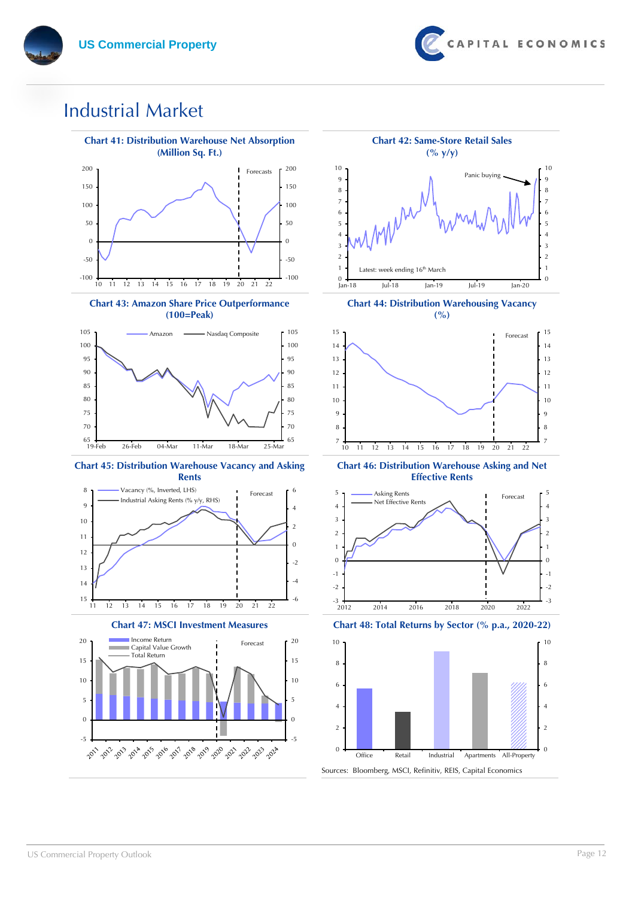# Industrial Market

**Chart 41: Distribution Warehouse Net Absorption (Million Sq. Ft.)**

**Chart 42: Same-Store Retail Sales (% y/y)**

**Chart 43: Amazon Share Price Outperformance (100=Peak)**

**Chart 44: Distribution Warehousing Vacancy (%)**

**Chart 45: Distribution Warehouse Vacancy and Asking Rents**

**Chart 46: Distribution Warehouse Asking and Net Effective Rents**

**Chart 47: MSCI Investment Measures**

**Chart 48: Total Returns by Sector (% p.a., 2020-22)**

Sources: Bloomberg, MSCI, Refinitiv, REIS, Capital Economics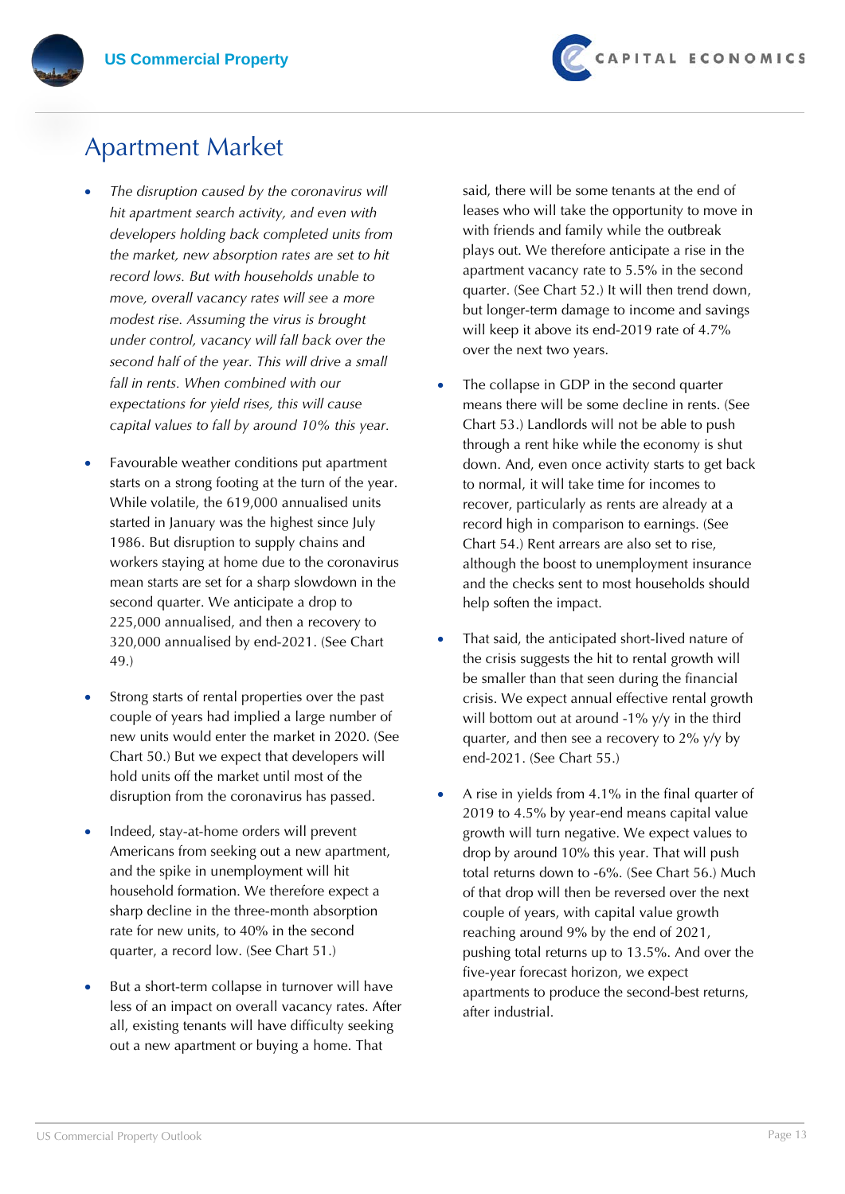# Apartment Market

- *The disruption caused by the coronavirus will hit apartment search activity, and even with developers holding back completed units from the market, new absorption rates are set to hit record lows. But with households unable to move, overall vacancy rates will see a more modest rise. Assuming the virus is brought under control, vacancy will fall back over the second half of the year. This will drive a small fall in rents. When combined with our expectations for yield rises, this will cause capital values to fall by around 10% this year.*

- Favourable weather conditions put apartment starts on a strong footing at the turn of the year. While volatile, the 619,000 annualised units started in January was the highest since July 1986. But disruption to supply chains and workers staying at home due to the coronavirus mean starts are set for a sharp slowdown in the second quarter. We anticipate a drop to 225,000 annualised, and then a recovery to 320,000 annualised by end-2021. (See Chart 49.)

- Strong starts of rental properties over the past couple of years had implied a large number of new units would enter the market in 2020. (See Chart 50.) But we expect that developers will hold units off the market until most of the disruption from the coronavirus has passed.

- Indeed, stay-at-home orders will prevent Americans from seeking out a new apartment, and the spike in unemployment will hit household formation. We therefore expect a sharp decline in the three-month absorption rate for new units, to 40% in the second quarter, a record low. (See Chart 51.)

- But a short-term collapse in turnover will have less of an impact on overall vacancy rates. After all, existing tenants will have difficulty seeking out a new apartment or buying a home. That said, there will be some tenants at the end of leases who will take the opportunity to move in with friends and family while the outbreak plays out. We therefore anticipate a rise in the apartment vacancy rate to 5.5% in the second quarter. (See Chart 52.) It will then trend down, but longer-term damage to income and savings will keep it above its end-2019 rate of 4.7% over the next two years.

- The collapse in GDP in the second quarter means there will be some decline in rents. (See Chart 53.) Landlords will not be able to push through a rent hike while the economy is shut down. And, even once activity starts to get back to normal, it will take time for incomes to recover, particularly as rents are already at a record high in comparison to earnings. (See Chart 54.) Rent arrears are also set to rise, although the boost to unemployment insurance and the checks sent to most households should help soften the impact.

- That said, the anticipated short-lived nature of the crisis suggests the hit to rental growth will be smaller than that seen during the financial crisis. We expect annual effective rental growth will bottom out at around -1% y/y in the third quarter, and then see a recovery to 2% y/y by end-2021. (See Chart 55.)

- A rise in yields from 4.1% in the final quarter of 2019 to 4.5% by year-end means capital value growth will turn negative. We expect values to drop by around 10% this year. That will push total returns down to -6%. (See Chart 56.) Much of that drop will then be reversed over the next couple of years, with capital value growth reaching around 9% by the end of 2021, pushing total returns up to 13.5%. And over the five-year forecast horizon, we expect apartments to produce the second-best returns, after industrial.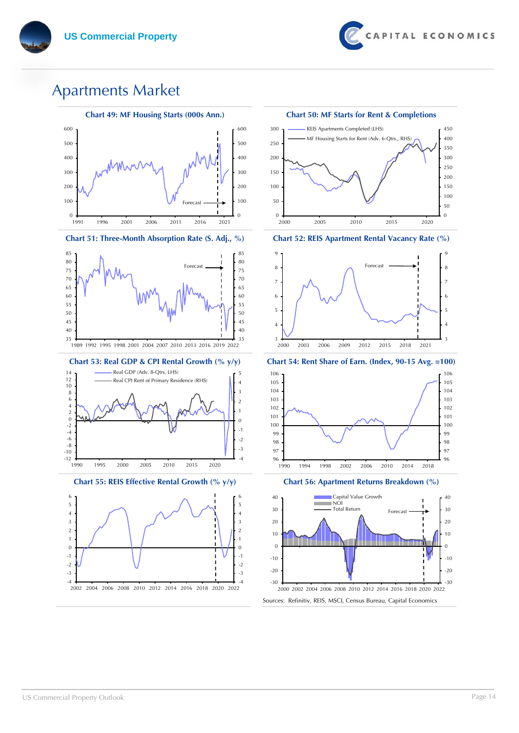# Apartments Market

**Chart 49: MF Housing Starts (000s Ann.)**

Forecast

**Chart 50: MF Starts for Rent & Completions**

REIS Apartments Completed (LHS)

MF Housing Starts for Rent (Adv. 6-Qtrs., RHS)

**Chart 51: Three-Month Absorption Rate (S. Adj., %)**

Forecast

**Chart 52: REIS Apartment Rental Vacancy Rate (%)**

Forecast

**Chart 53: Real GDP & CPI Rental Growth (% y/y)**

Real GDP (Adv. 8-Qtrs, LHS)

Real CPI Rent of Primary Residence (RHS)

**Chart 54: Rent Share of Earn. (Index, 90-15 Avg. =100)**

**Chart 55: REIS Effective Rental Growth (% y/y)**

**Chart 56: Apartment Returns Breakdown (%)**

Capital Value Growth

NOI

Total Return

Forecast

Sources: Refinitiv, REIS, MSCI, Census Bureau, Capital Economics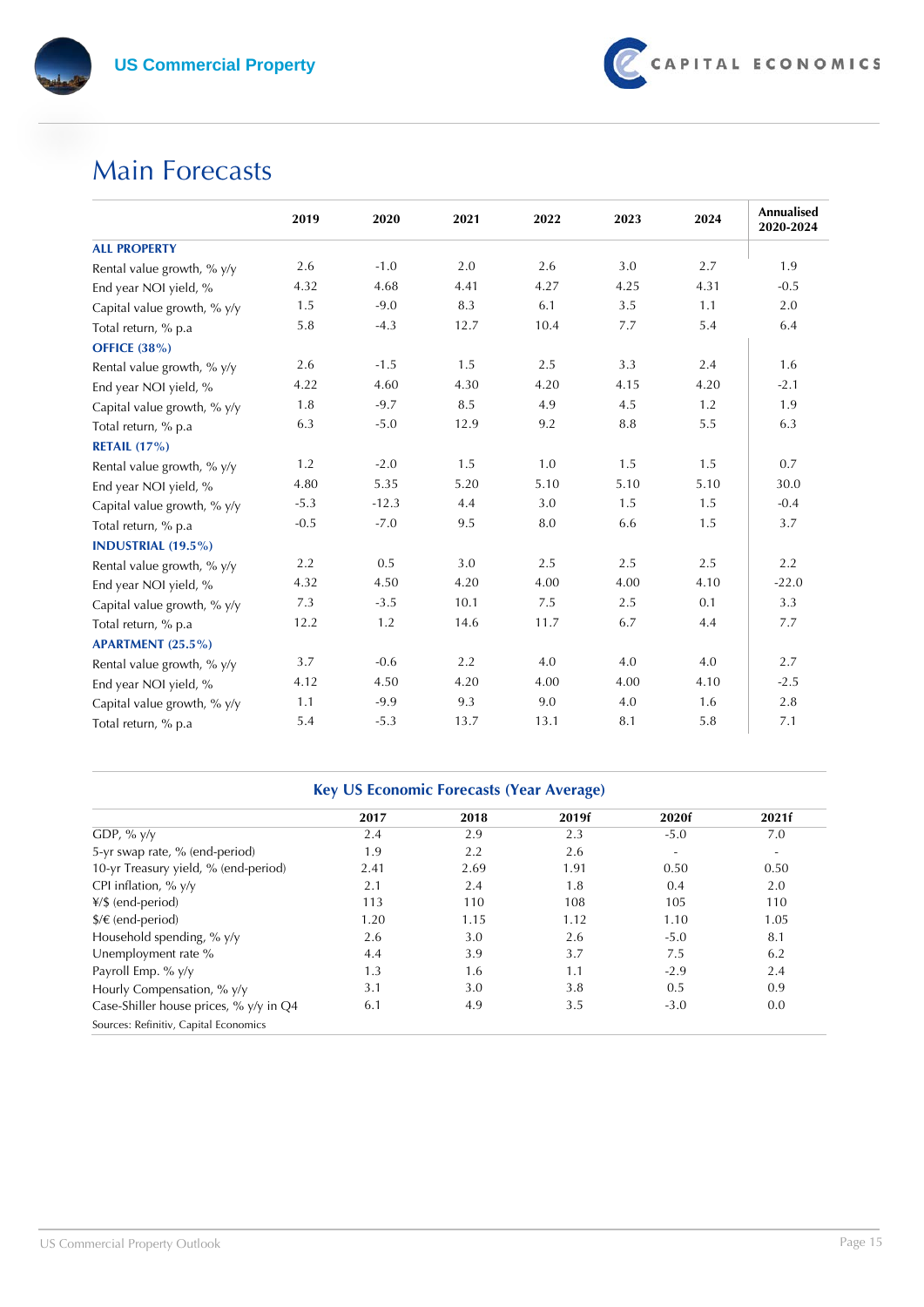# Main Forecasts

| | 2019 | 2020 | 2021 | 2022 | 2023 | 2024 | Annualised 2020-2024 |
|---|---|---|---|---|---|---|---|
| **ALL PROPERTY** | | | | | | | |
| Rental value growth, % y/y | 2.6 | -1.0 | 2.0 | 2.6 | 3.0 | 2.7 | 1.9 |
| End year NOI yield, % | 4.32 | 4.68 | 4.41 | 4.27 | 4.25 | 4.31 | -0.5 |
| Capital value growth, % y/y | 1.5 | -9.0 | 8.3 | 6.1 | 3.5 | 1.1 | 2.0 |
| Total return, % p.a | 5.8 | -4.3 | 12.7 | 10.4 | 7.7 | 5.4 | 6.4 |
| **OFFICE (38%)** | | | | | | | |
| Rental value growth, % y/y | 2.6 | -1.5 | 1.5 | 2.5 | 3.3 | 2.4 | 1.6 |
| End year NOI yield, % | 4.22 | 4.60 | 4.30 | 4.20 | 4.15 | 4.20 | -2.1 |
| Capital value growth, % y/y | 1.8 | -9.7 | 8.5 | 4.9 | 4.5 | 1.2 | 1.9 |
| Total return, % p.a | 6.3 | -5.0 | 12.9 | 9.2 | 8.8 | 5.5 | 6.3 |
| **RETAIL (17%)** | | | | | | | |
| Rental value growth, % y/y | 1.2 | -2.0 | 1.5 | 1.0 | 1.5 | 1.5 | 0.7 |
| End year NOI yield, % | 4.80 | 5.35 | 5.20 | 5.10 | 5.10 | 5.10 | 30.0 |
| Capital value growth, % y/y | -5.3 | -12.3 | 4.4 | 3.0 | 1.5 | 1.5 | -0.4 |
| Total return, % p.a | -0.5 | -7.0 | 9.5 | 8.0 | 6.6 | 1.5 | 3.7 |
| **INDUSTRIAL (19.5%)** | | | | | | | |
| Rental value growth, % y/y | 2.2 | 0.5 | 3.0 | 2.5 | 2.5 | 2.5 | 2.2 |
| End year NOI yield, % | 4.32 | 4.50 | 4.20 | 4.00 | 4.00 | 4.10 | -22.0 |
| Capital value growth, % y/y | 7.3 | -3.5 | 10.1 | 7.5 | 2.5 | 0.1 | 3.3 |
| Total return, % p.a | 12.2 | 1.2 | 14.6 | 11.7 | 6.7 | 4.4 | 7.7 |
| **APARTMENT (25.5%)** | | | | | | | |
| Rental value growth, % y/y | 3.7 | -0.6 | 2.2 | 4.0 | 4.0 | 4.0 | 2.7 |
| End year NOI yield, % | 4.12 | 4.50 | 4.20 | 4.00 | 4.00 | 4.10 | -2.5 |
| Capital value growth, % y/y | 1.1 | -9.9 | 9.3 | 9.0 | 4.0 | 1.6 | 2.8 |
| Total return, % p.a | 5.4 | -5.3 | 13.7 | 13.1 | 8.1 | 5.8 | 7.1 |

## Key US Economic Forecasts (Year Average)

| | 2017 | 2018 | 2019f | 2020f | 2021f |
|---|---|---|---|---|---|
| GDP, % y/y | 2.4 | 2.9 | 2.3 | -5.0 | 7.0 |
| 5-yr swap rate, % (end-period) | 1.9 | 2.2 | 2.6 | - | - |
| 10-yr Treasury yield, % (end-period) | 2.41 | 2.69 | 1.91 | 0.50 | 0.50 |
| CPI inflation, % y/y | 2.1 | 2.4 | 1.8 | 0.4 | 2.0 |
| ¥/$ (end-period) | 113 | 110 | 108 | 105 | 110 |
| $/€ (end-period) | 1.20 | 1.15 | 1.12 | 1.10 | 1.05 |
| Household spending, % y/y | 2.6 | 3.0 | 2.6 | -5.0 | 8.1 |
| Unemployment rate % | 4.4 | 3.9 | 3.7 | 7.5 | 6.2 |
| Payroll Emp. % y/y | 1.3 | 1.6 | 1.1 | -2.9 | 2.4 |
| Hourly Compensation, % y/y | 3.1 | 3.0 | 3.8 | 0.5 | 0.9 |
| Case-Shiller house prices, % y/y in Q4 | 6.1 | 4.9 | 3.5 | -3.0 | 0.0 |

Sources: Refinitiv, Capital Economics